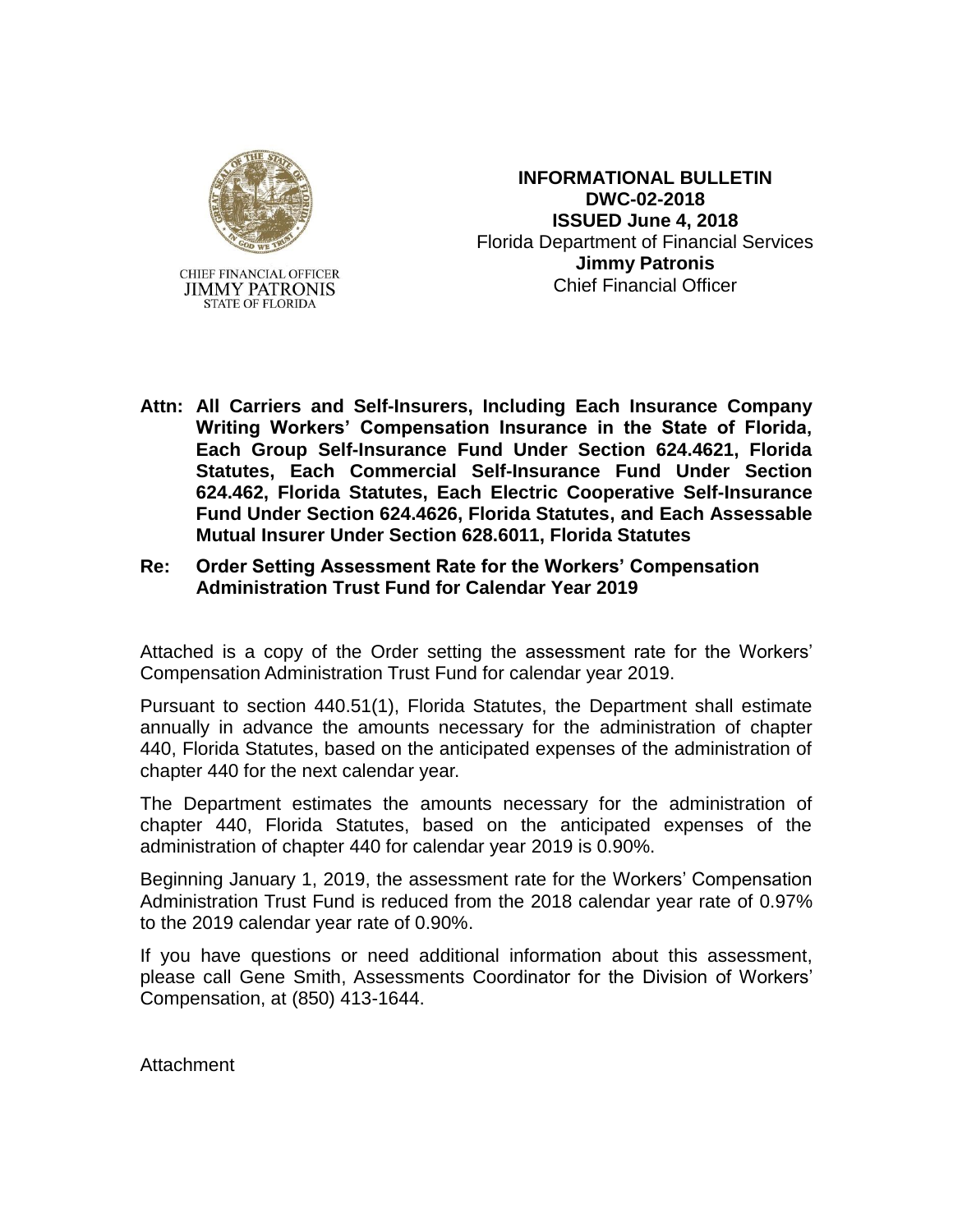CHIEF FINANCIAL OFFICER
JIMMY PATRONIS
STATE OF FLORIDA

**INFORMATIONAL BULLETIN**
**DWC-02-2018**
**ISSUED June 4, 2018**
Florida Department of Financial Services
**Jimmy Patronis**
Chief Financial Officer

**Attn: All Carriers and Self-Insurers, Including Each Insurance Company Writing Workers' Compensation Insurance in the State of Florida, Each Group Self-Insurance Fund Under Section 624.4621, Florida Statutes, Each Commercial Self-Insurance Fund Under Section 624.462, Florida Statutes, Each Electric Cooperative Self-Insurance Fund Under Section 624.4626, Florida Statutes, and Each Assessable Mutual Insurer Under Section 628.6011, Florida Statutes**

**Re: Order Setting Assessment Rate for the Workers' Compensation Administration Trust Fund for Calendar Year 2019**

Attached is a copy of the Order setting the assessment rate for the Workers' Compensation Administration Trust Fund for calendar year 2019.

Pursuant to section 440.51(1), Florida Statutes, the Department shall estimate annually in advance the amounts necessary for the administration of chapter 440, Florida Statutes, based on the anticipated expenses of the administration of chapter 440 for the next calendar year.

The Department estimates the amounts necessary for the administration of chapter 440, Florida Statutes, based on the anticipated expenses of the administration of chapter 440 for calendar year 2019 is 0.90%.

Beginning January 1, 2019, the assessment rate for the Workers' Compensation Administration Trust Fund is reduced from the 2018 calendar year rate of 0.97% to the 2019 calendar year rate of 0.90%.

If you have questions or need additional information about this assessment, please call Gene Smith, Assessments Coordinator for the Division of Workers' Compensation, at (850) 413-1644.

Attachment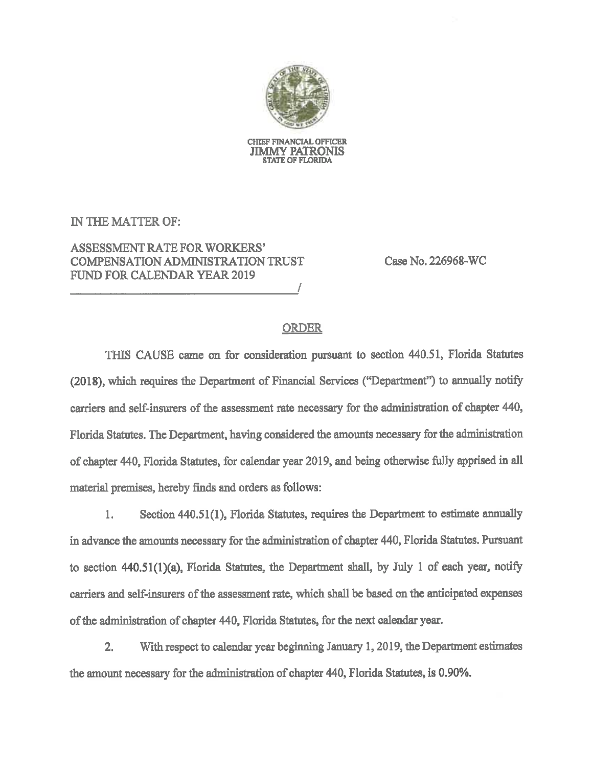CHIEF FINANCIAL OFFICER
JIMMY PATRONIS
STATE OF FLORIDA

IN THE MATTER OF:

ASSESSMENT RATE FOR WORKERS' COMPENSATION ADMINISTRATION TRUST FUND FOR CALENDAR YEAR 2019 /

Case No. 226968-WC

## ORDER

THIS CAUSE came on for consideration pursuant to section 440.51, Florida Statutes (2018), which requires the Department of Financial Services ("Department") to annually notify carriers and self-insurers of the assessment rate necessary for the administration of chapter 440, Florida Statutes. The Department, having considered the amounts necessary for the administration of chapter 440, Florida Statutes, for calendar year 2019, and being otherwise fully apprised in all material premises, hereby finds and orders as follows:

1. Section 440.51(1), Florida Statutes, requires the Department to estimate annually in advance the amounts necessary for the administration of chapter 440, Florida Statutes. Pursuant to section 440.51(1)(a), Florida Statutes, the Department shall, by July 1 of each year, notify carriers and self-insurers of the assessment rate, which shall be based on the anticipated expenses of the administration of chapter 440, Florida Statutes, for the next calendar year.

2. With respect to calendar year beginning January 1, 2019, the Department estimates the amount necessary for the administration of chapter 440, Florida Statutes, is 0.90%.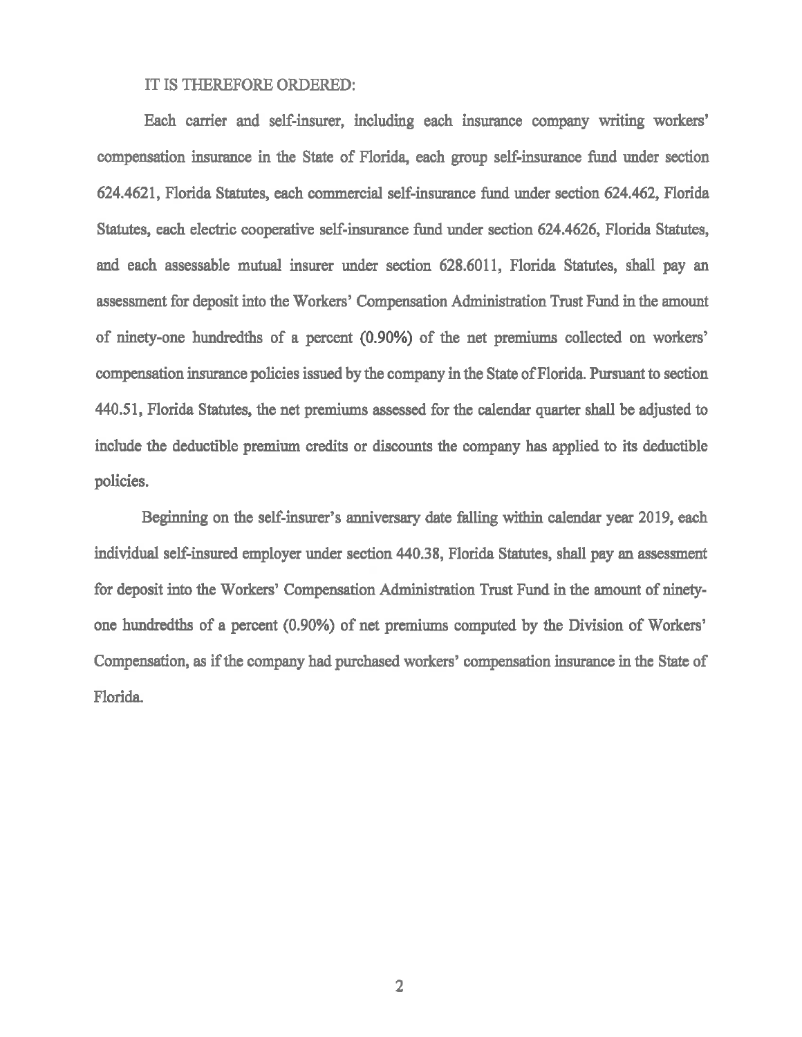IT IS THEREFORE ORDERED:

Each carrier and self-insurer, including each insurance company writing workers' compensation insurance in the State of Florida, each group self-insurance fund under section 624.4621, Florida Statutes, each commercial self-insurance fund under section 624.462, Florida Statutes, each electric cooperative self-insurance fund under section 624.4626, Florida Statutes, and each assessable mutual insurer under section 628.6011, Florida Statutes, shall pay an assessment for deposit into the Workers' Compensation Administration Trust Fund in the amount of ninety-one hundredths of a percent (0.90%) of the net premiums collected on workers' compensation insurance policies issued by the company in the State of Florida. Pursuant to section 440.51, Florida Statutes, the net premiums assessed for the calendar quarter shall be adjusted to include the deductible premium credits or discounts the company has applied to its deductible policies.

Beginning on the self-insurer's anniversary date falling within calendar year 2019, each individual self-insured employer under section 440.38, Florida Statutes, shall pay an assessment for deposit into the Workers' Compensation Administration Trust Fund in the amount of ninety-one hundredths of a percent (0.90%) of net premiums computed by the Division of Workers' Compensation, as if the company had purchased workers' compensation insurance in the State of Florida.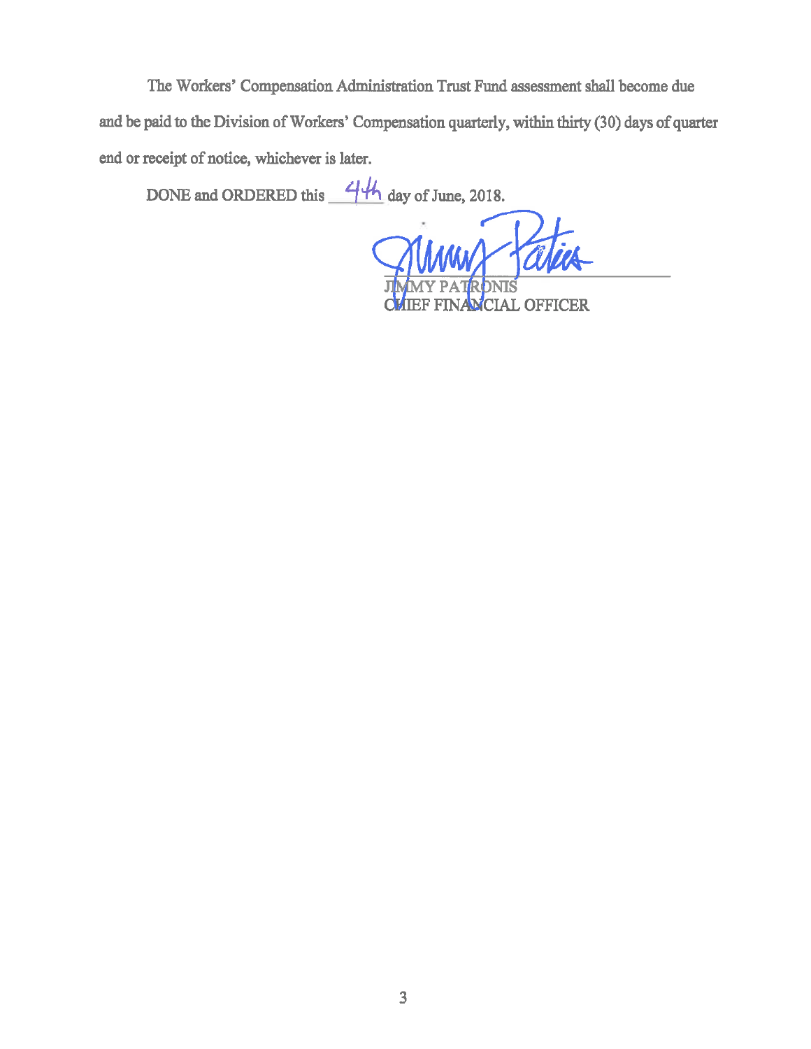The Workers' Compensation Administration Trust Fund assessment shall become due and be paid to the Division of Workers' Compensation quarterly, within thirty (30) days of quarter end or receipt of notice, whichever is later.

DONE and ORDERED this 4th day of June, 2018.

JIMMY PATRONIS
CHIEF FINANCIAL OFFICER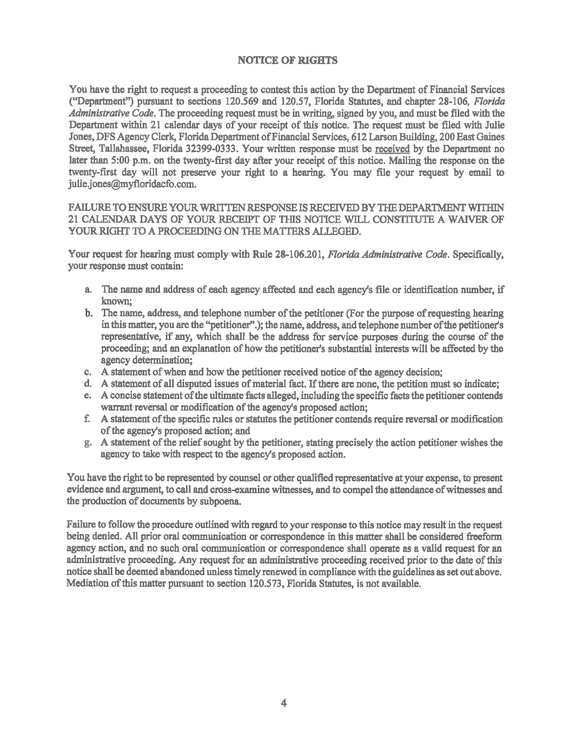## NOTICE OF RIGHTS

You have the right to request a proceeding to contest this action by the Department of Financial Services ("Department") pursuant to sections 120.569 and 120.57, Florida Statutes, and chapter 28-106, *Florida Administrative Code*. The proceeding request must be in writing, signed by you, and must be filed with the Department within 21 calendar days of your receipt of this notice. The request must be filed with Julie Jones, DFS Agency Clerk, Florida Department of Financial Services, 612 Larson Building, 200 East Gaines Street, Tallahassee, Florida 32399-0333. Your written response must be received by the Department no later than 5:00 p.m. on the twenty-first day after your receipt of this notice. Mailing the response on the twenty-first day will not preserve your right to a hearing. You may file your request by email to julie.jones@myfloridacfo.com.

FAILURE TO ENSURE YOUR WRITTEN RESPONSE IS RECEIVED BY THE DEPARTMENT WITHIN 21 CALENDAR DAYS OF YOUR RECEIPT OF THIS NOTICE WILL CONSTITUTE A WAIVER OF YOUR RIGHT TO A PROCEEDING ON THE MATTERS ALLEGED.

Your request for hearing must comply with Rule 28-106.201, *Florida Administrative Code*. Specifically, your response must contain:

a. The name and address of each agency affected and each agency's file or identification number, if known;
b. The name, address, and telephone number of the petitioner (For the purpose of requesting hearing in this matter, you are the "petitioner".); the name, address, and telephone number of the petitioner's representative, if any, which shall be the address for service purposes during the course of the proceeding; and an explanation of how the petitioner's substantial interests will be affected by the agency determination;
c. A statement of when and how the petitioner received notice of the agency decision;
d. A statement of all disputed issues of material fact. If there are none, the petition must so indicate;
e. A concise statement of the ultimate facts alleged, including the specific facts the petitioner contends warrant reversal or modification of the agency's proposed action;
f. A statement of the specific rules or statutes the petitioner contends require reversal or modification of the agency's proposed action; and
g. A statement of the relief sought by the petitioner, stating precisely the action petitioner wishes the agency to take with respect to the agency's proposed action.

You have the right to be represented by counsel or other qualified representative at your expense, to present evidence and argument, to call and cross-examine witnesses, and to compel the attendance of witnesses and the production of documents by subpoena.

Failure to follow the procedure outlined with regard to your response to this notice may result in the request being denied. All prior oral communication or correspondence in this matter shall be considered freeform agency action, and no such oral communication or correspondence shall operate as a valid request for an administrative proceeding. Any request for an administrative proceeding received prior to the date of this notice shall be deemed abandoned unless timely renewed in compliance with the guidelines as set out above. Mediation of this matter pursuant to section 120.573, Florida Statutes, is not available.